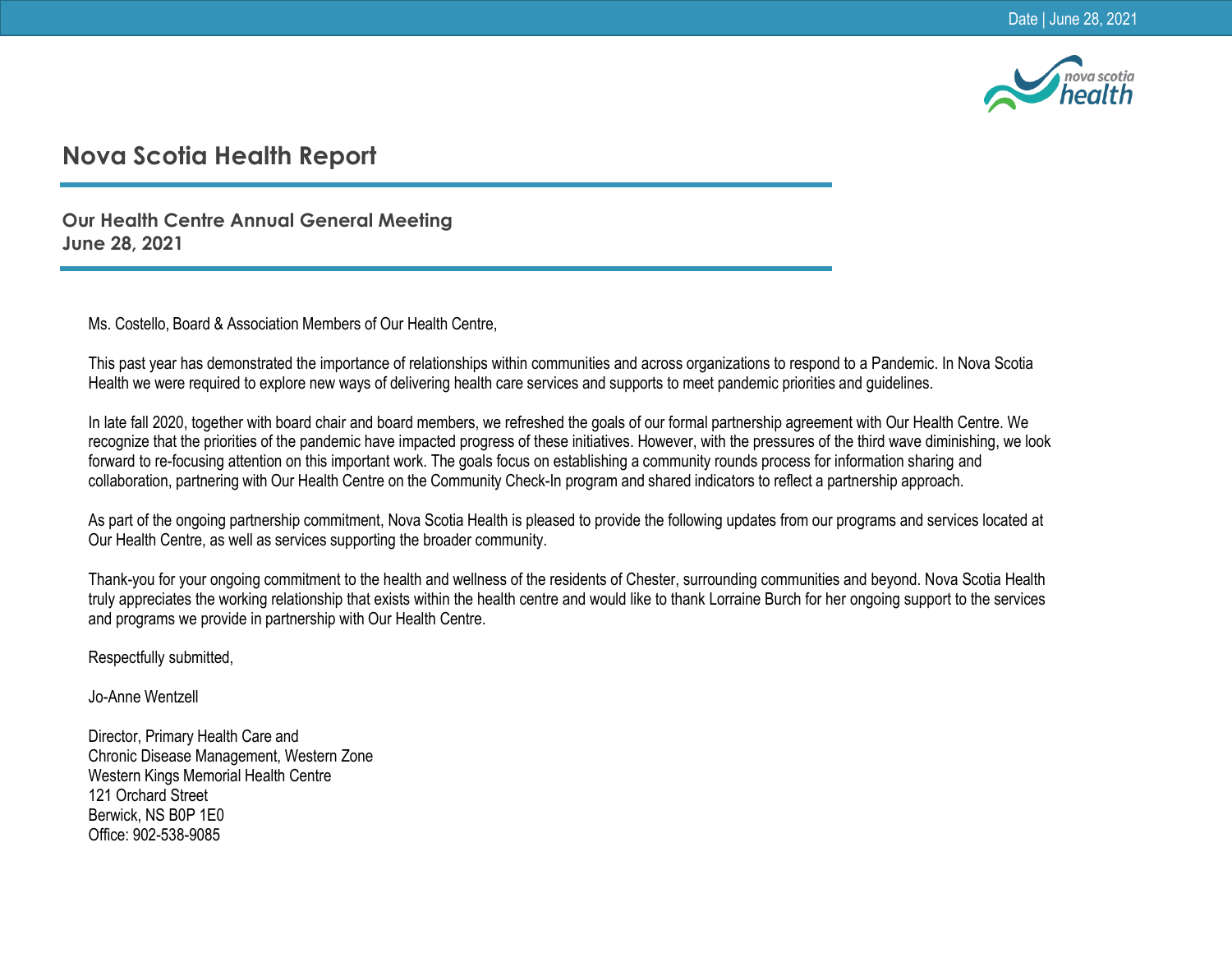Date | June 28, 2021

# Nova Scotia Health Report

## Our Health Centre Annual General Meeting
## June 28, 2021

Ms. Costello, Board & Association Members of Our Health Centre,

This past year has demonstrated the importance of relationships within communities and across organizations to respond to a Pandemic. In Nova Scotia Health we were required to explore new ways of delivering health care services and supports to meet pandemic priorities and guidelines.

In late fall 2020, together with board chair and board members, we refreshed the goals of our formal partnership agreement with Our Health Centre. We recognize that the priorities of the pandemic have impacted progress of these initiatives. However, with the pressures of the third wave diminishing, we look forward to re-focusing attention on this important work. The goals focus on establishing a community rounds process for information sharing and collaboration, partnering with Our Health Centre on the Community Check-In program and shared indicators to reflect a partnership approach.

As part of the ongoing partnership commitment, Nova Scotia Health is pleased to provide the following updates from our programs and services located at Our Health Centre, as well as services supporting the broader community.

Thank-you for your ongoing commitment to the health and wellness of the residents of Chester, surrounding communities and beyond. Nova Scotia Health truly appreciates the working relationship that exists within the health centre and would like to thank Lorraine Burch for her ongoing support to the services and programs we provide in partnership with Our Health Centre.

Respectfully submitted,

Jo-Anne Wentzell

Director, Primary Health Care and
Chronic Disease Management, Western Zone
Western Kings Memorial Health Centre
121 Orchard Street
Berwick, NS B0P 1E0
Office: 902-538-9085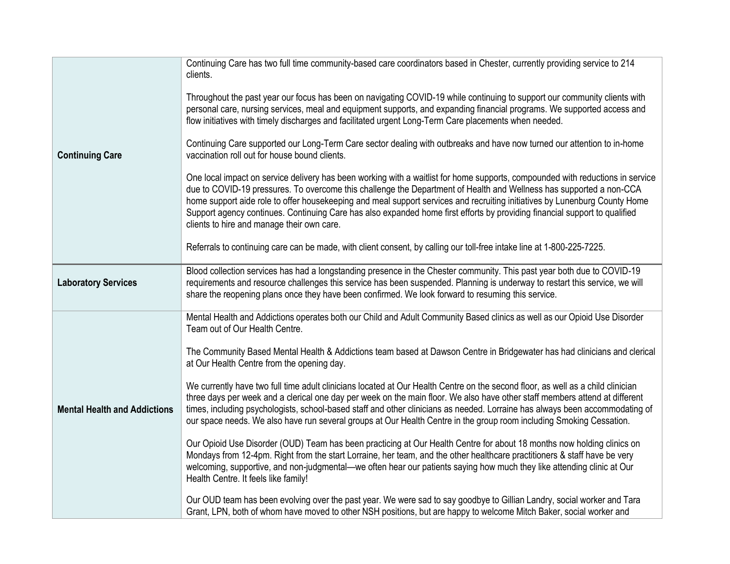| | |
|---|---|
| **Continuing Care** | Continuing Care has two full time community-based care coordinators based in Chester, currently providing service to 214 clients.<br><br>Throughout the past year our focus has been on navigating COVID-19 while continuing to support our community clients with personal care, nursing services, meal and equipment supports, and expanding financial programs. We supported access and flow initiatives with timely discharges and facilitated urgent Long-Term Care placements when needed.<br><br>Continuing Care supported our Long-Term Care sector dealing with outbreaks and have now turned our attention to in-home vaccination roll out for house bound clients.<br><br>One local impact on service delivery has been working with a waitlist for home supports, compounded with reductions in service due to COVID-19 pressures. To overcome this challenge the Department of Health and Wellness has supported a non-CCA home support aide role to offer housekeeping and meal support services and recruiting initiatives by Lunenburg County Home Support agency continues. Continuing Care has also expanded home first efforts by providing financial support to qualified clients to hire and manage their own care.<br><br>Referrals to continuing care can be made, with client consent, by calling our toll-free intake line at 1-800-225-7225. |
| **Laboratory Services** | Blood collection services has had a longstanding presence in the Chester community. This past year both due to COVID-19 requirements and resource challenges this service has been suspended. Planning is underway to restart this service, we will share the reopening plans once they have been confirmed. We look forward to resuming this service. |
| **Mental Health and Addictions** | Mental Health and Addictions operates both our Child and Adult Community Based clinics as well as our Opioid Use Disorder Team out of Our Health Centre.<br><br>The Community Based Mental Health & Addictions team based at Dawson Centre in Bridgewater has had clinicians and clerical at Our Health Centre from the opening day.<br><br>We currently have two full time adult clinicians located at Our Health Centre on the second floor, as well as a child clinician three days per week and a clerical one day per week on the main floor. We also have other staff members attend at different times, including psychologists, school-based staff and other clinicians as needed. Lorraine has always been accommodating of our space needs. We also have run several groups at Our Health Centre in the group room including Smoking Cessation.<br><br>Our Opioid Use Disorder (OUD) Team has been practicing at Our Health Centre for about 18 months now holding clinics on Mondays from 12-4pm. Right from the start Lorraine, her team, and the other healthcare practitioners & staff have be very welcoming, supportive, and non-judgmental—we often hear our patients saying how much they like attending clinic at Our Health Centre. It feels like family!<br><br>Our OUD team has been evolving over the past year. We were sad to say goodbye to Gillian Landry, social worker and Tara Grant, LPN, both of whom have moved to other NSH positions, but are happy to welcome Mitch Baker, social worker and |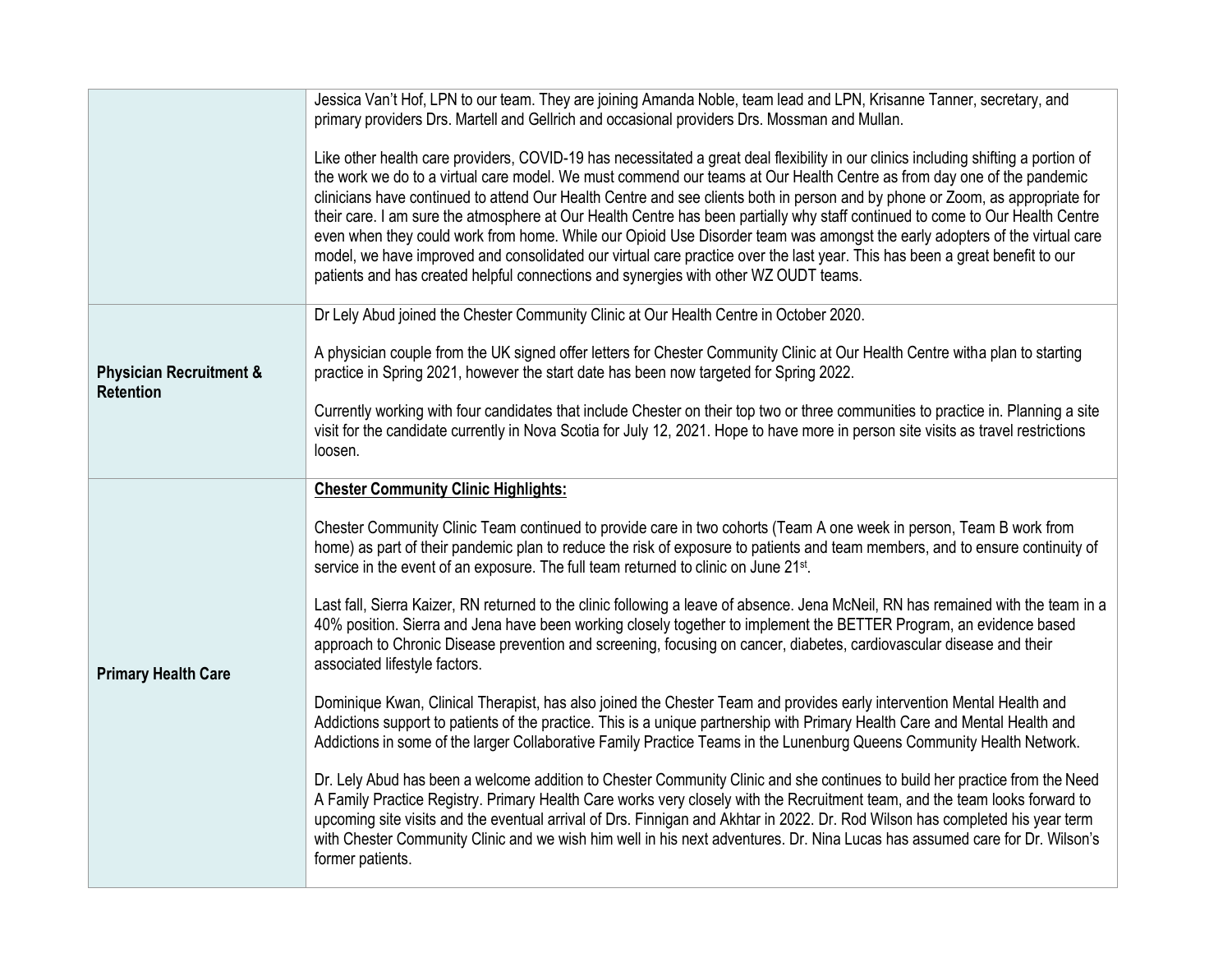| | |
|---|---|
| | Jessica Van't Hof, LPN to our team. They are joining Amanda Noble, team lead and LPN, Krisanne Tanner, secretary, and primary providers Drs. Martell and Gellrich and occasional providers Drs. Mossman and Mullan.<br><br>Like other health care providers, COVID-19 has necessitated a great deal flexibility in our clinics including shifting a portion of the work we do to a virtual care model. We must commend our teams at Our Health Centre as from day one of the pandemic clinicians have continued to attend Our Health Centre and see clients both in person and by phone or Zoom, as appropriate for their care. I am sure the atmosphere at Our Health Centre has been partially why staff continued to come to Our Health Centre even when they could work from home. While our Opioid Use Disorder team was amongst the early adopters of the virtual care model, we have improved and consolidated our virtual care practice over the last year. This has been a great benefit to our patients and has created helpful connections and synergies with other WZ OUDT teams. |
| **Physician Recruitment & Retention** | Dr Lely Abud joined the Chester Community Clinic at Our Health Centre in October 2020.<br><br>A physician couple from the UK signed offer letters for Chester Community Clinic at Our Health Centre witha plan to starting practice in Spring 2021, however the start date has been now targeted for Spring 2022.<br><br>Currently working with four candidates that include Chester on their top two or three communities to practice in. Planning a site visit for the candidate currently in Nova Scotia for July 12, 2021. Hope to have more in person site visits as travel restrictions loosen. |
| **Primary Health Care** | **<u>Chester Community Clinic Highlights:</u>**<br><br>Chester Community Clinic Team continued to provide care in two cohorts (Team A one week in person, Team B work from home) as part of their pandemic plan to reduce the risk of exposure to patients and team members, and to ensure continuity of service in the event of an exposure. The full team returned to clinic on June 21st.<br><br>Last fall, Sierra Kaizer, RN returned to the clinic following a leave of absence. Jena McNeil, RN has remained with the team in a 40% position. Sierra and Jena have been working closely together to implement the BETTER Program, an evidence based approach to Chronic Disease prevention and screening, focusing on cancer, diabetes, cardiovascular disease and their associated lifestyle factors.<br><br>Dominique Kwan, Clinical Therapist, has also joined the Chester Team and provides early intervention Mental Health and Addictions support to patients of the practice. This is a unique partnership with Primary Health Care and Mental Health and Addictions in some of the larger Collaborative Family Practice Teams in the Lunenburg Queens Community Health Network.<br><br>Dr. Lely Abud has been a welcome addition to Chester Community Clinic and she continues to build her practice from the Need A Family Practice Registry. Primary Health Care works very closely with the Recruitment team, and the team looks forward to upcoming site visits and the eventual arrival of Drs. Finnigan and Akhtar in 2022. Dr. Rod Wilson has completed his year term with Chester Community Clinic and we wish him well in his next adventures. Dr. Nina Lucas has assumed care for Dr. Wilson's former patients. |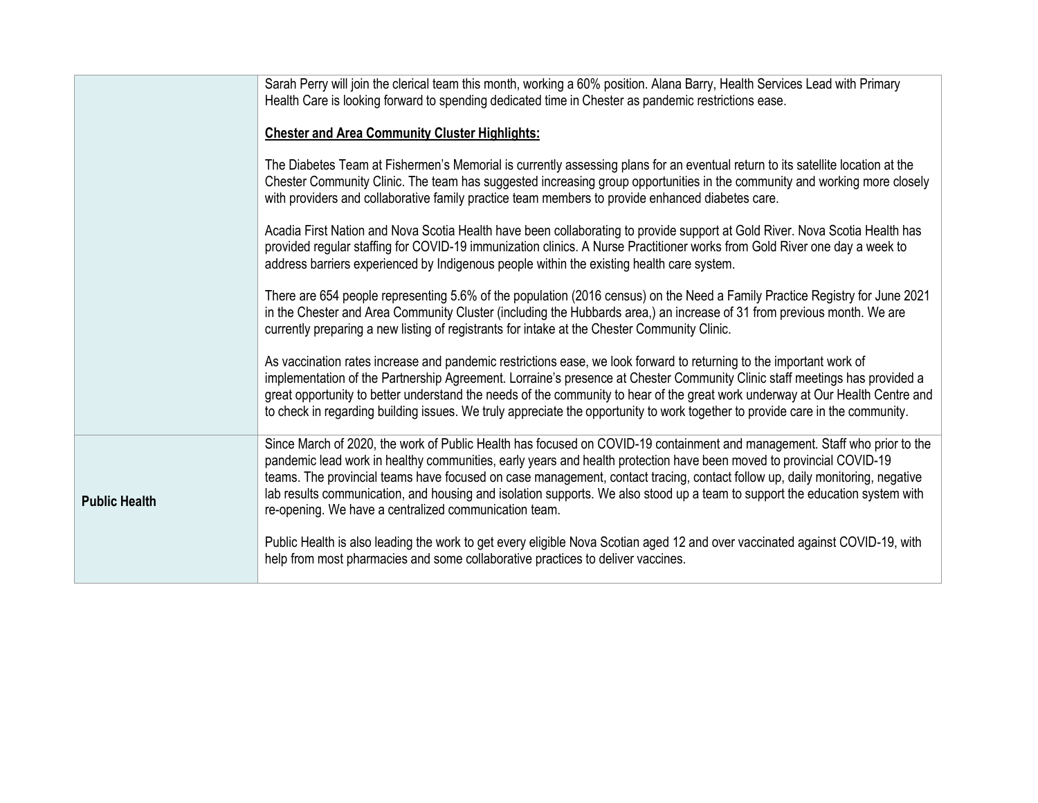| | |
|---|---|
| | Sarah Perry will join the clerical team this month, working a 60% position. Alana Barry, Health Services Lead with Primary Health Care is looking forward to spending dedicated time in Chester as pandemic restrictions ease.<br><br>**<u>Chester and Area Community Cluster Highlights:</u>**<br><br>The Diabetes Team at Fishermen's Memorial is currently assessing plans for an eventual return to its satellite location at the Chester Community Clinic. The team has suggested increasing group opportunities in the community and working more closely with providers and collaborative family practice team members to provide enhanced diabetes care.<br><br>Acadia First Nation and Nova Scotia Health have been collaborating to provide support at Gold River. Nova Scotia Health has provided regular staffing for COVID-19 immunization clinics. A Nurse Practitioner works from Gold River one day a week to address barriers experienced by Indigenous people within the existing health care system.<br><br>There are 654 people representing 5.6% of the population (2016 census) on the Need a Family Practice Registry for June 2021 in the Chester and Area Community Cluster (including the Hubbards area,) an increase of 31 from previous month. We are currently preparing a new listing of registrants for intake at the Chester Community Clinic.<br><br>As vaccination rates increase and pandemic restrictions ease, we look forward to returning to the important work of implementation of the Partnership Agreement. Lorraine's presence at Chester Community Clinic staff meetings has provided a great opportunity to better understand the needs of the community to hear of the great work underway at Our Health Centre and to check in regarding building issues. We truly appreciate the opportunity to work together to provide care in the community. |
| **Public Health** | Since March of 2020, the work of Public Health has focused on COVID-19 containment and management. Staff who prior to the pandemic lead work in healthy communities, early years and health protection have been moved to provincial COVID-19 teams. The provincial teams have focused on case management, contact tracing, contact follow up, daily monitoring, negative lab results communication, and housing and isolation supports. We also stood up a team to support the education system with re-opening. We have a centralized communication team.<br><br>Public Health is also leading the work to get every eligible Nova Scotian aged 12 and over vaccinated against COVID-19, with help from most pharmacies and some collaborative practices to deliver vaccines. |